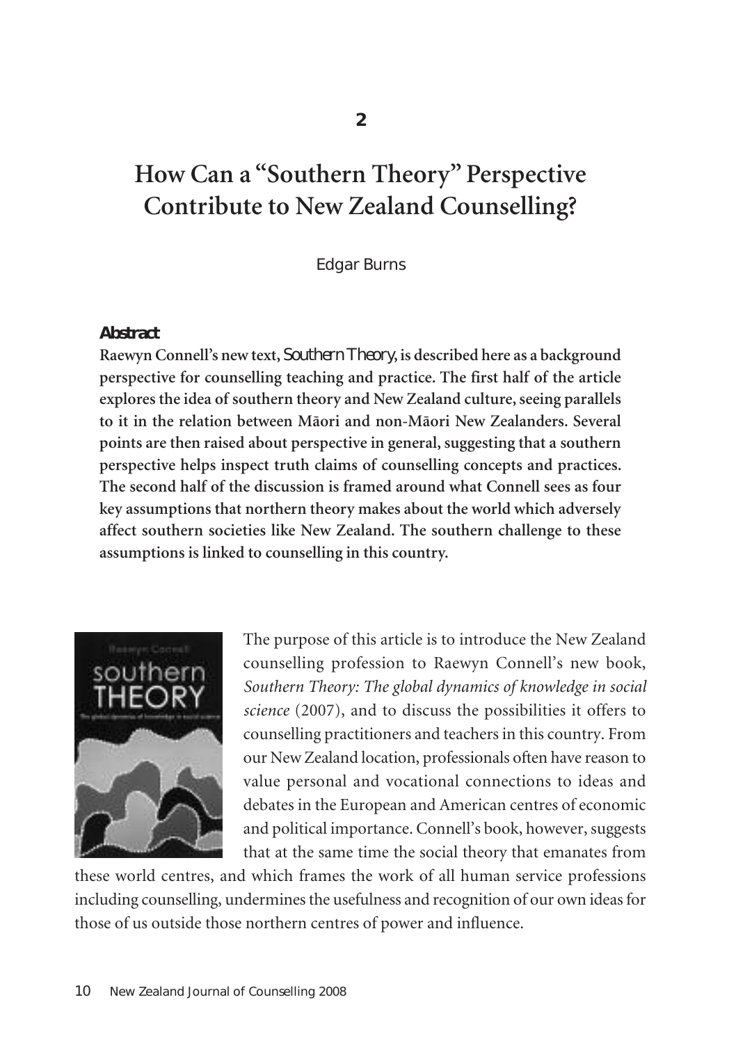2

# How Can a "Southern Theory" Perspective Contribute to New Zealand Counselling?

Edgar Burns

**Abstract**

**Raewyn Connell's new text, *Southern Theory*, is described here as a background perspective for counselling teaching and practice. The first half of the article explores the idea of southern theory and New Zealand culture, seeing parallels to it in the relation between Māori and non-Māori New Zealanders. Several points are then raised about perspective in general, suggesting that a southern perspective helps inspect truth claims of counselling concepts and practices. The second half of the discussion is framed around what Connell sees as four key assumptions that northern theory makes about the world which adversely affect southern societies like New Zealand. The southern challenge to these assumptions is linked to counselling in this country.**

The purpose of this article is to introduce the New Zealand counselling profession to Raewyn Connell's new book, *Southern Theory: The global dynamics of knowledge in social science* (2007), and to discuss the possibilities it offers to counselling practitioners and teachers in this country. From our New Zealand location, professionals often have reason to value personal and vocational connections to ideas and debates in the European and American centres of economic and political importance. Connell's book, however, suggests that at the same time the social theory that emanates from these world centres, and which frames the work of all human service professions including counselling, undermines the usefulness and recognition of our own ideas for those of us outside those northern centres of power and influence.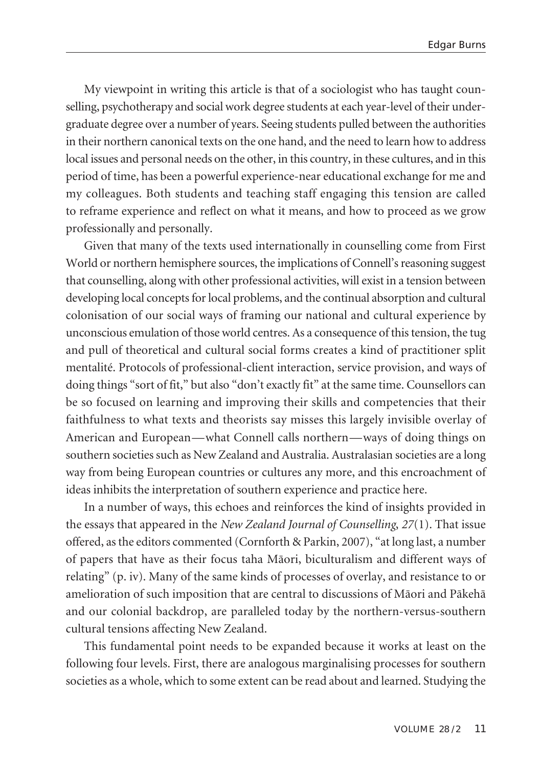My viewpoint in writing this article is that of a sociologist who has taught counselling, psychotherapy and social work degree students at each year-level of their undergraduate degree over a number of years. Seeing students pulled between the authorities in their northern canonical texts on the one hand, and the need to learn how to address local issues and personal needs on the other, in this country, in these cultures, and in this period of time, has been a powerful experience-near educational exchange for me and my colleagues. Both students and teaching staff engaging this tension are called to reframe experience and reflect on what it means, and how to proceed as we grow professionally and personally.

Given that many of the texts used internationally in counselling come from First World or northern hemisphere sources, the implications of Connell's reasoning suggest that counselling, along with other professional activities, will exist in a tension between developing local concepts for local problems, and the continual absorption and cultural colonisation of our social ways of framing our national and cultural experience by unconscious emulation of those world centres. As a consequence of this tension, the tug and pull of theoretical and cultural social forms creates a kind of practitioner split mentalité. Protocols of professional-client interaction, service provision, and ways of doing things "sort of fit," but also "don't exactly fit" at the same time. Counsellors can be so focused on learning and improving their skills and competencies that their faithfulness to what texts and theorists say misses this largely invisible overlay of American and European—what Connell calls northern—ways of doing things on southern societies such as New Zealand and Australia. Australasian societies are a long way from being European countries or cultures any more, and this encroachment of ideas inhibits the interpretation of southern experience and practice here.

In a number of ways, this echoes and reinforces the kind of insights provided in the essays that appeared in the *New Zealand Journal of Counselling, 27*(1). That issue offered, as the editors commented (Cornforth & Parkin, 2007), "at long last, a number of papers that have as their focus taha Māori, biculturalism and different ways of relating" (p. iv). Many of the same kinds of processes of overlay, and resistance to or amelioration of such imposition that are central to discussions of Māori and Pākehā and our colonial backdrop, are paralleled today by the northern-versus-southern cultural tensions affecting New Zealand.

This fundamental point needs to be expanded because it works at least on the following four levels. First, there are analogous marginalising processes for southern societies as a whole, which to some extent can be read about and learned. Studying the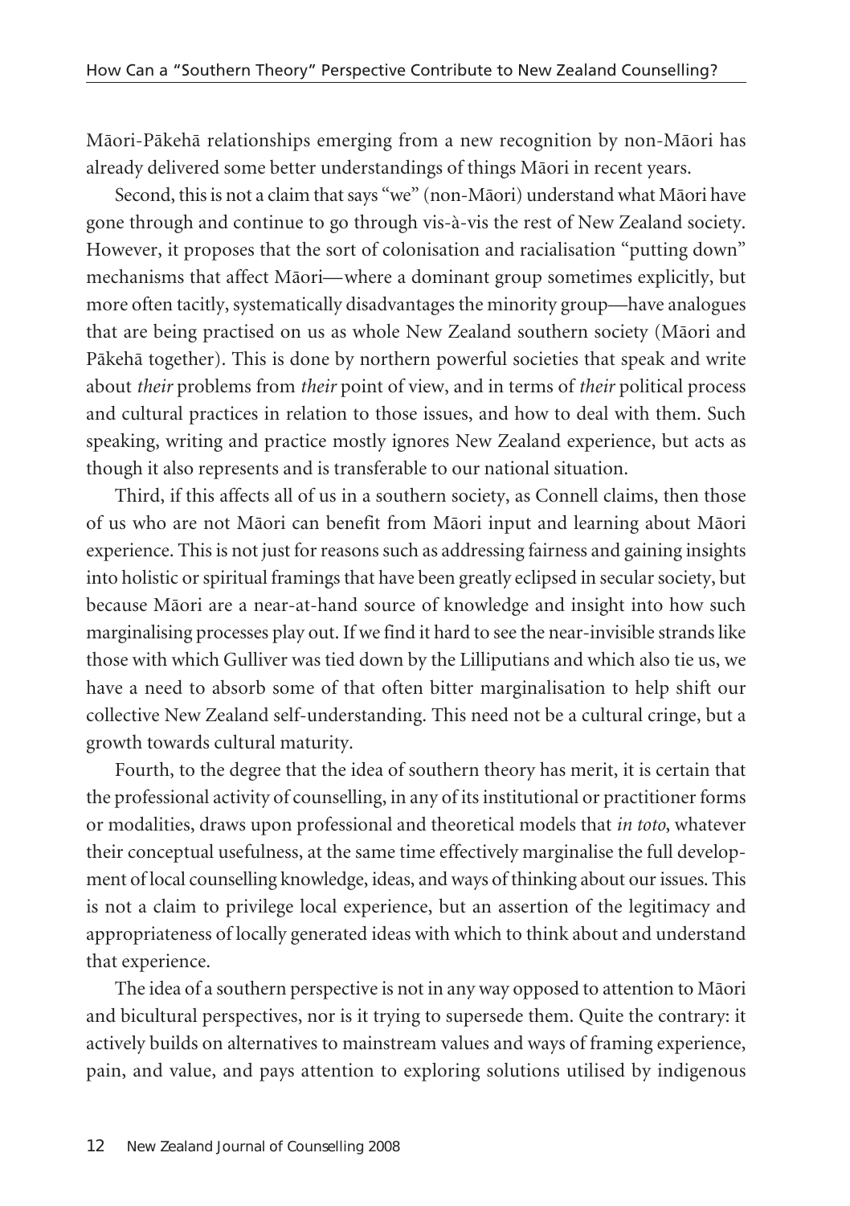Māori-Pākehā relationships emerging from a new recognition by non-Māori has already delivered some better understandings of things Māori in recent years.

Second, this is not a claim that says "we" (non-Māori) understand what Māori have gone through and continue to go through vis-à-vis the rest of New Zealand society. However, it proposes that the sort of colonisation and racialisation "putting down" mechanisms that affect Māori—where a dominant group sometimes explicitly, but more often tacitly, systematically disadvantages the minority group—have analogues that are being practised on us as whole New Zealand southern society (Māori and Pākehā together). This is done by northern powerful societies that speak and write about *their* problems from *their* point of view, and in terms of *their* political process and cultural practices in relation to those issues, and how to deal with them. Such speaking, writing and practice mostly ignores New Zealand experience, but acts as though it also represents and is transferable to our national situation.

Third, if this affects all of us in a southern society, as Connell claims, then those of us who are not Māori can benefit from Māori input and learning about Māori experience. This is not just for reasons such as addressing fairness and gaining insights into holistic or spiritual framings that have been greatly eclipsed in secular society, but because Māori are a near-at-hand source of knowledge and insight into how such marginalising processes play out. If we find it hard to see the near-invisible strands like those with which Gulliver was tied down by the Lilliputians and which also tie us, we have a need to absorb some of that often bitter marginalisation to help shift our collective New Zealand self-understanding. This need not be a cultural cringe, but a growth towards cultural maturity.

Fourth, to the degree that the idea of southern theory has merit, it is certain that the professional activity of counselling, in any of its institutional or practitioner forms or modalities, draws upon professional and theoretical models that *in toto*, whatever their conceptual usefulness, at the same time effectively marginalise the full development of local counselling knowledge, ideas, and ways of thinking about our issues. This is not a claim to privilege local experience, but an assertion of the legitimacy and appropriateness of locally generated ideas with which to think about and understand that experience.

The idea of a southern perspective is not in any way opposed to attention to Māori and bicultural perspectives, nor is it trying to supersede them. Quite the contrary: it actively builds on alternatives to mainstream values and ways of framing experience, pain, and value, and pays attention to exploring solutions utilised by indigenous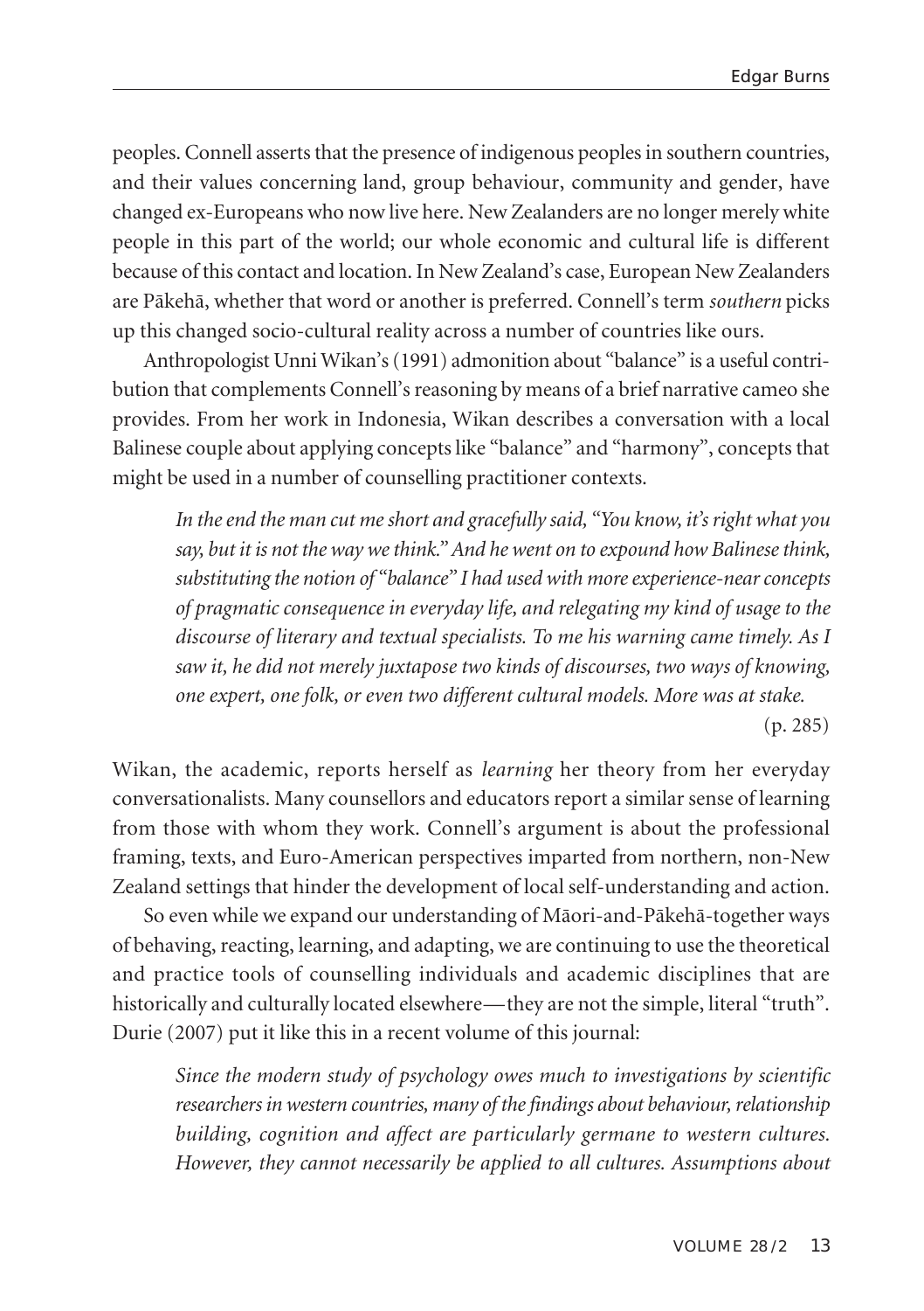peoples. Connell asserts that the presence of indigenous peoples in southern countries, and their values concerning land, group behaviour, community and gender, have changed ex-Europeans who now live here. New Zealanders are no longer merely white people in this part of the world; our whole economic and cultural life is different because of this contact and location. In New Zealand's case, European New Zealanders are Pākehā, whether that word or another is preferred. Connell's term *southern* picks up this changed socio-cultural reality across a number of countries like ours.

Anthropologist Unni Wikan's (1991) admonition about "balance" is a useful contribution that complements Connell's reasoning by means of a brief narrative cameo she provides. From her work in Indonesia, Wikan describes a conversation with a local Balinese couple about applying concepts like "balance" and "harmony", concepts that might be used in a number of counselling practitioner contexts.

> *In the end the man cut me short and gracefully said, "You know, it's right what you say, but it is not the way we think." And he went on to expound how Balinese think, substituting the notion of "balance" I had used with more experience-near concepts of pragmatic consequence in everyday life, and relegating my kind of usage to the discourse of literary and textual specialists. To me his warning came timely. As I saw it, he did not merely juxtapose two kinds of discourses, two ways of knowing, one expert, one folk, or even two different cultural models. More was at stake.* (p. 285)

Wikan, the academic, reports herself as *learning* her theory from her everyday conversationalists. Many counsellors and educators report a similar sense of learning from those with whom they work. Connell's argument is about the professional framing, texts, and Euro-American perspectives imparted from northern, non-New Zealand settings that hinder the development of local self-understanding and action.

So even while we expand our understanding of Māori-and-Pākehā-together ways of behaving, reacting, learning, and adapting, we are continuing to use the theoretical and practice tools of counselling individuals and academic disciplines that are historically and culturally located elsewhere—they are not the simple, literal "truth". Durie (2007) put it like this in a recent volume of this journal:

> *Since the modern study of psychology owes much to investigations by scientific researchers in western countries, many of the findings about behaviour, relationship building, cognition and affect are particularly germane to western cultures. However, they cannot necessarily be applied to all cultures. Assumptions about*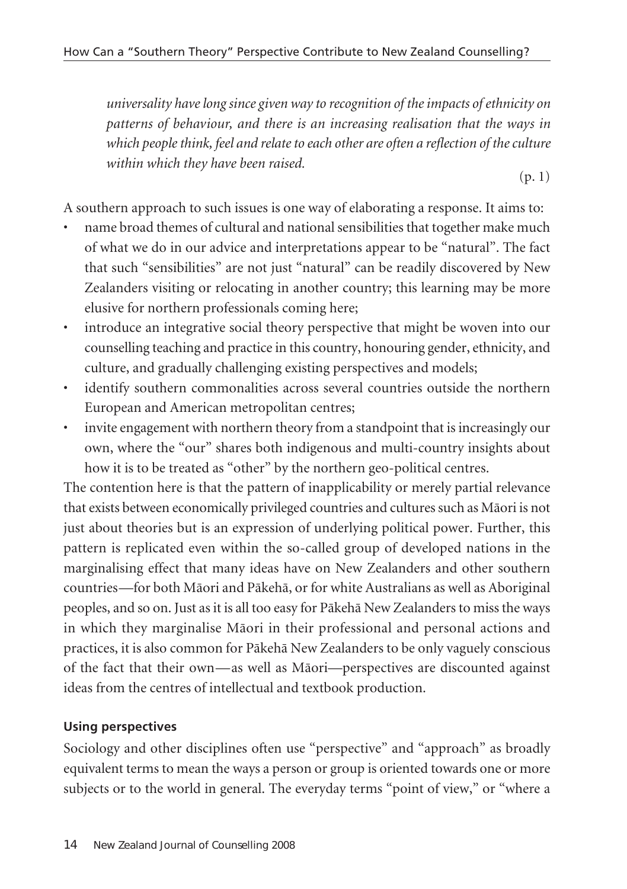*universality have long since given way to recognition of the impacts of ethnicity on patterns of behaviour, and there is an increasing realisation that the ways in which people think, feel and relate to each other are often a reflection of the culture within which they have been raised.*

(p. 1)

A southern approach to such issues is one way of elaborating a response. It aims to:

- name broad themes of cultural and national sensibilities that together make much of what we do in our advice and interpretations appear to be "natural". The fact that such "sensibilities" are not just "natural" can be readily discovered by New Zealanders visiting or relocating in another country; this learning may be more elusive for northern professionals coming here;
- introduce an integrative social theory perspective that might be woven into our counselling teaching and practice in this country, honouring gender, ethnicity, and culture, and gradually challenging existing perspectives and models;
- identify southern commonalities across several countries outside the northern European and American metropolitan centres;
- invite engagement with northern theory from a standpoint that is increasingly our own, where the "our" shares both indigenous and multi-country insights about how it is to be treated as "other" by the northern geo-political centres.

The contention here is that the pattern of inapplicability or merely partial relevance that exists between economically privileged countries and cultures such as Māori is not just about theories but is an expression of underlying political power. Further, this pattern is replicated even within the so-called group of developed nations in the marginalising effect that many ideas have on New Zealanders and other southern countries—for both Māori and Pākehā, or for white Australians as well as Aboriginal peoples, and so on. Just as it is all too easy for Pākehā New Zealanders to miss the ways in which they marginalise Māori in their professional and personal actions and practices, it is also common for Pākehā New Zealanders to be only vaguely conscious of the fact that their own—as well as Māori—perspectives are discounted against ideas from the centres of intellectual and textbook production.

### Using perspectives

Sociology and other disciplines often use "perspective" and "approach" as broadly equivalent terms to mean the ways a person or group is oriented towards one or more subjects or to the world in general. The everyday terms "point of view," or "where a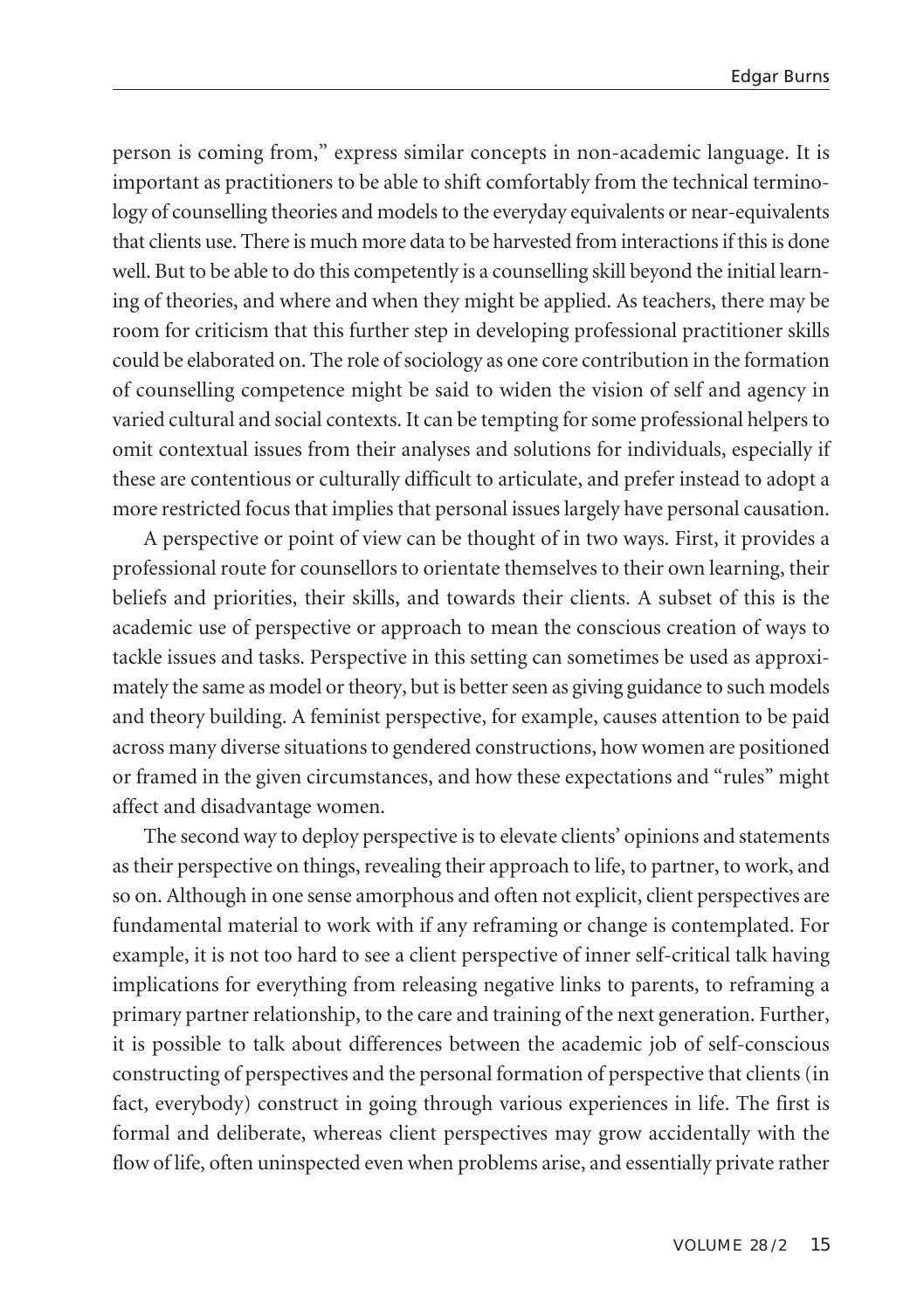person is coming from," express similar concepts in non-academic language. It is important as practitioners to be able to shift comfortably from the technical terminology of counselling theories and models to the everyday equivalents or near-equivalents that clients use. There is much more data to be harvested from interactions if this is done well. But to be able to do this competently is a counselling skill beyond the initial learning of theories, and where and when they might be applied. As teachers, there may be room for criticism that this further step in developing professional practitioner skills could be elaborated on. The role of sociology as one core contribution in the formation of counselling competence might be said to widen the vision of self and agency in varied cultural and social contexts. It can be tempting for some professional helpers to omit contextual issues from their analyses and solutions for individuals, especially if these are contentious or culturally difficult to articulate, and prefer instead to adopt a more restricted focus that implies that personal issues largely have personal causation.

A perspective or point of view can be thought of in two ways. First, it provides a professional route for counsellors to orientate themselves to their own learning, their beliefs and priorities, their skills, and towards their clients. A subset of this is the academic use of perspective or approach to mean the conscious creation of ways to tackle issues and tasks. Perspective in this setting can sometimes be used as approximately the same as model or theory, but is better seen as giving guidance to such models and theory building. A feminist perspective, for example, causes attention to be paid across many diverse situations to gendered constructions, how women are positioned or framed in the given circumstances, and how these expectations and "rules" might affect and disadvantage women.

The second way to deploy perspective is to elevate clients' opinions and statements as their perspective on things, revealing their approach to life, to partner, to work, and so on. Although in one sense amorphous and often not explicit, client perspectives are fundamental material to work with if any reframing or change is contemplated. For example, it is not too hard to see a client perspective of inner self-critical talk having implications for everything from releasing negative links to parents, to reframing a primary partner relationship, to the care and training of the next generation. Further, it is possible to talk about differences between the academic job of self-conscious constructing of perspectives and the personal formation of perspective that clients (in fact, everybody) construct in going through various experiences in life. The first is formal and deliberate, whereas client perspectives may grow accidentally with the flow of life, often uninspected even when problems arise, and essentially private rather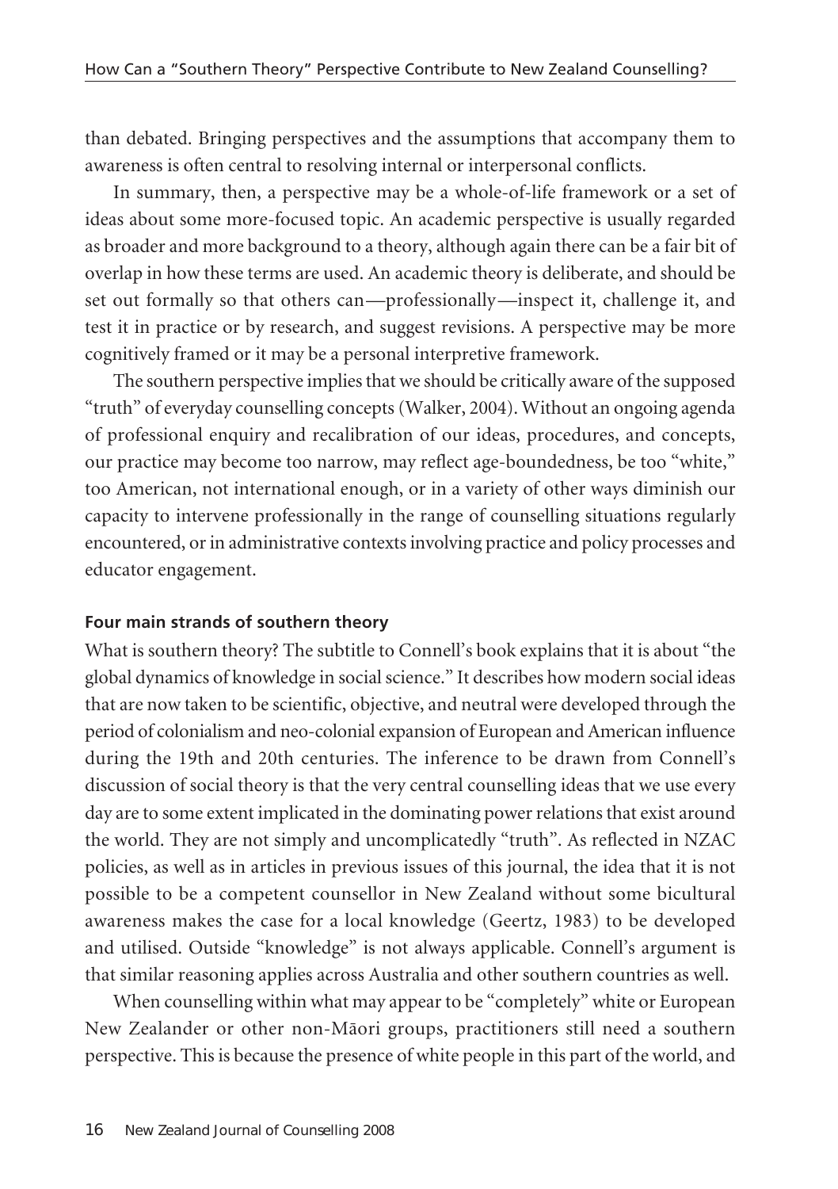than debated. Bringing perspectives and the assumptions that accompany them to awareness is often central to resolving internal or interpersonal conflicts.

In summary, then, a perspective may be a whole-of-life framework or a set of ideas about some more-focused topic. An academic perspective is usually regarded as broader and more background to a theory, although again there can be a fair bit of overlap in how these terms are used. An academic theory is deliberate, and should be set out formally so that others can—professionally—inspect it, challenge it, and test it in practice or by research, and suggest revisions. A perspective may be more cognitively framed or it may be a personal interpretive framework.

The southern perspective implies that we should be critically aware of the supposed "truth" of everyday counselling concepts (Walker, 2004). Without an ongoing agenda of professional enquiry and recalibration of our ideas, procedures, and concepts, our practice may become too narrow, may reflect age-boundedness, be too "white," too American, not international enough, or in a variety of other ways diminish our capacity to intervene professionally in the range of counselling situations regularly encountered, or in administrative contexts involving practice and policy processes and educator engagement.

**Four main strands of southern theory**

What is southern theory? The subtitle to Connell's book explains that it is about "the global dynamics of knowledge in social science." It describes how modern social ideas that are now taken to be scientific, objective, and neutral were developed through the period of colonialism and neo-colonial expansion of European and American influence during the 19th and 20th centuries. The inference to be drawn from Connell's discussion of social theory is that the very central counselling ideas that we use every day are to some extent implicated in the dominating power relations that exist around the world. They are not simply and uncomplicatedly "truth". As reflected in NZAC policies, as well as in articles in previous issues of this journal, the idea that it is not possible to be a competent counsellor in New Zealand without some bicultural awareness makes the case for a local knowledge (Geertz, 1983) to be developed and utilised. Outside "knowledge" is not always applicable. Connell's argument is that similar reasoning applies across Australia and other southern countries as well.

When counselling within what may appear to be "completely" white or European New Zealander or other non-Māori groups, practitioners still need a southern perspective. This is because the presence of white people in this part of the world, and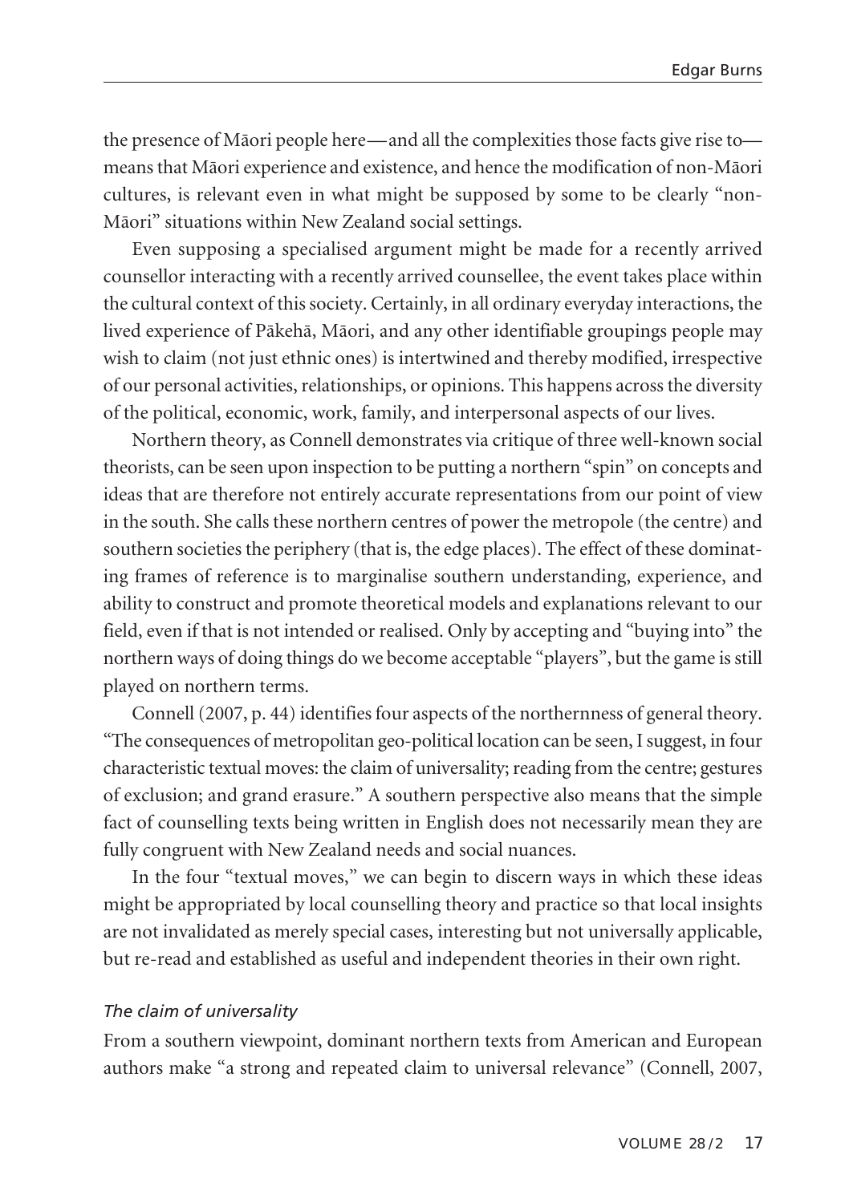the presence of Māori people here—and all the complexities those facts give rise to—means that Māori experience and existence, and hence the modification of non-Māori cultures, is relevant even in what might be supposed by some to be clearly "non-Māori" situations within New Zealand social settings.

Even supposing a specialised argument might be made for a recently arrived counsellor interacting with a recently arrived counsellee, the event takes place within the cultural context of this society. Certainly, in all ordinary everyday interactions, the lived experience of Pākehā, Māori, and any other identifiable groupings people may wish to claim (not just ethnic ones) is intertwined and thereby modified, irrespective of our personal activities, relationships, or opinions. This happens across the diversity of the political, economic, work, family, and interpersonal aspects of our lives.

Northern theory, as Connell demonstrates via critique of three well-known social theorists, can be seen upon inspection to be putting a northern "spin" on concepts and ideas that are therefore not entirely accurate representations from our point of view in the south. She calls these northern centres of power the metropole (the centre) and southern societies the periphery (that is, the edge places). The effect of these dominating frames of reference is to marginalise southern understanding, experience, and ability to construct and promote theoretical models and explanations relevant to our field, even if that is not intended or realised. Only by accepting and "buying into" the northern ways of doing things do we become acceptable "players", but the game is still played on northern terms.

Connell (2007, p. 44) identifies four aspects of the northernness of general theory. "The consequences of metropolitan geo-political location can be seen, I suggest, in four characteristic textual moves: the claim of universality; reading from the centre; gestures of exclusion; and grand erasure." A southern perspective also means that the simple fact of counselling texts being written in English does not necessarily mean they are fully congruent with New Zealand needs and social nuances.

In the four "textual moves," we can begin to discern ways in which these ideas might be appropriated by local counselling theory and practice so that local insights are not invalidated as merely special cases, interesting but not universally applicable, but re-read and established as useful and independent theories in their own right.

### *The claim of universality*

From a southern viewpoint, dominant northern texts from American and European authors make "a strong and repeated claim to universal relevance" (Connell, 2007,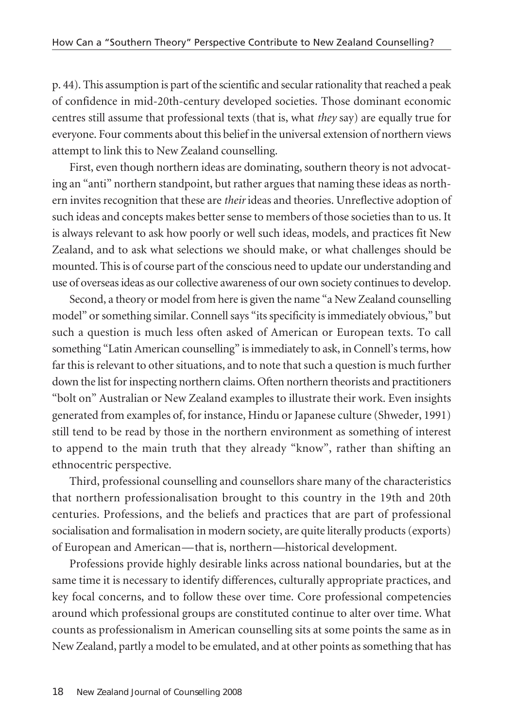p. 44). This assumption is part of the scientific and secular rationality that reached a peak of confidence in mid-20th-century developed societies. Those dominant economic centres still assume that professional texts (that is, what *they* say) are equally true for everyone. Four comments about this belief in the universal extension of northern views attempt to link this to New Zealand counselling.

First, even though northern ideas are dominating, southern theory is not advocating an "anti" northern standpoint, but rather argues that naming these ideas as northern invites recognition that these are *their* ideas and theories. Unreflective adoption of such ideas and concepts makes better sense to members of those societies than to us. It is always relevant to ask how poorly or well such ideas, models, and practices fit New Zealand, and to ask what selections we should make, or what challenges should be mounted. This is of course part of the conscious need to update our understanding and use of overseas ideas as our collective awareness of our own society continues to develop.

Second, a theory or model from here is given the name "a New Zealand counselling model" or something similar. Connell says "its specificity is immediately obvious," but such a question is much less often asked of American or European texts. To call something "Latin American counselling" is immediately to ask, in Connell's terms, how far this is relevant to other situations, and to note that such a question is much further down the list for inspecting northern claims. Often northern theorists and practitioners "bolt on" Australian or New Zealand examples to illustrate their work. Even insights generated from examples of, for instance, Hindu or Japanese culture (Shweder, 1991) still tend to be read by those in the northern environment as something of interest to append to the main truth that they already "know", rather than shifting an ethnocentric perspective.

Third, professional counselling and counsellors share many of the characteristics that northern professionalisation brought to this country in the 19th and 20th centuries. Professions, and the beliefs and practices that are part of professional socialisation and formalisation in modern society, are quite literally products (exports) of European and American—that is, northern—historical development.

Professions provide highly desirable links across national boundaries, but at the same time it is necessary to identify differences, culturally appropriate practices, and key focal concerns, and to follow these over time. Core professional competencies around which professional groups are constituted continue to alter over time. What counts as professionalism in American counselling sits at some points the same as in New Zealand, partly a model to be emulated, and at other points as something that has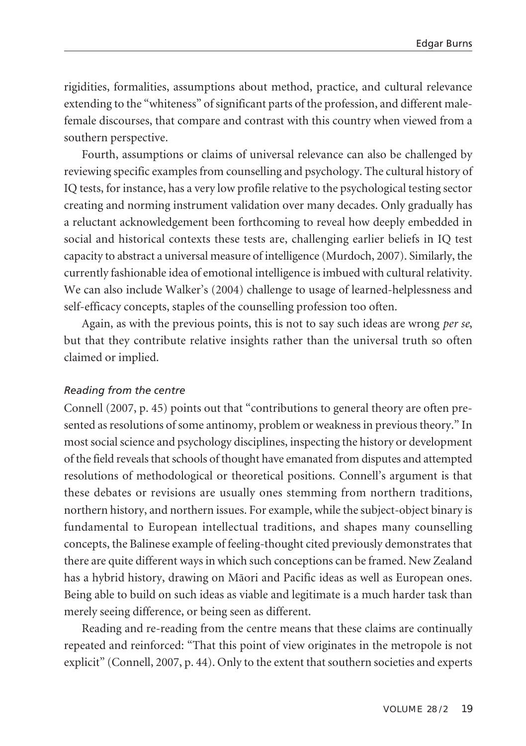rigidities, formalities, assumptions about method, practice, and cultural relevance extending to the "whiteness" of significant parts of the profession, and different male-female discourses, that compare and contrast with this country when viewed from a southern perspective.

Fourth, assumptions or claims of universal relevance can also be challenged by reviewing specific examples from counselling and psychology. The cultural history of IQ tests, for instance, has a very low profile relative to the psychological testing sector creating and norming instrument validation over many decades. Only gradually has a reluctant acknowledgement been forthcoming to reveal how deeply embedded in social and historical contexts these tests are, challenging earlier beliefs in IQ test capacity to abstract a universal measure of intelligence (Murdoch, 2007). Similarly, the currently fashionable idea of emotional intelligence is imbued with cultural relativity. We can also include Walker's (2004) challenge to usage of learned-helplessness and self-efficacy concepts, staples of the counselling profession too often.

Again, as with the previous points, this is not to say such ideas are wrong *per se*, but that they contribute relative insights rather than the universal truth so often claimed or implied.

### *Reading from the centre*

Connell (2007, p. 45) points out that "contributions to general theory are often presented as resolutions of some antinomy, problem or weakness in previous theory." In most social science and psychology disciplines, inspecting the history or development of the field reveals that schools of thought have emanated from disputes and attempted resolutions of methodological or theoretical positions. Connell's argument is that these debates or revisions are usually ones stemming from northern traditions, northern history, and northern issues. For example, while the subject-object binary is fundamental to European intellectual traditions, and shapes many counselling concepts, the Balinese example of feeling-thought cited previously demonstrates that there are quite different ways in which such conceptions can be framed. New Zealand has a hybrid history, drawing on Māori and Pacific ideas as well as European ones. Being able to build on such ideas as viable and legitimate is a much harder task than merely seeing difference, or being seen as different.

Reading and re-reading from the centre means that these claims are continually repeated and reinforced: "That this point of view originates in the metropole is not explicit" (Connell, 2007, p. 44). Only to the extent that southern societies and experts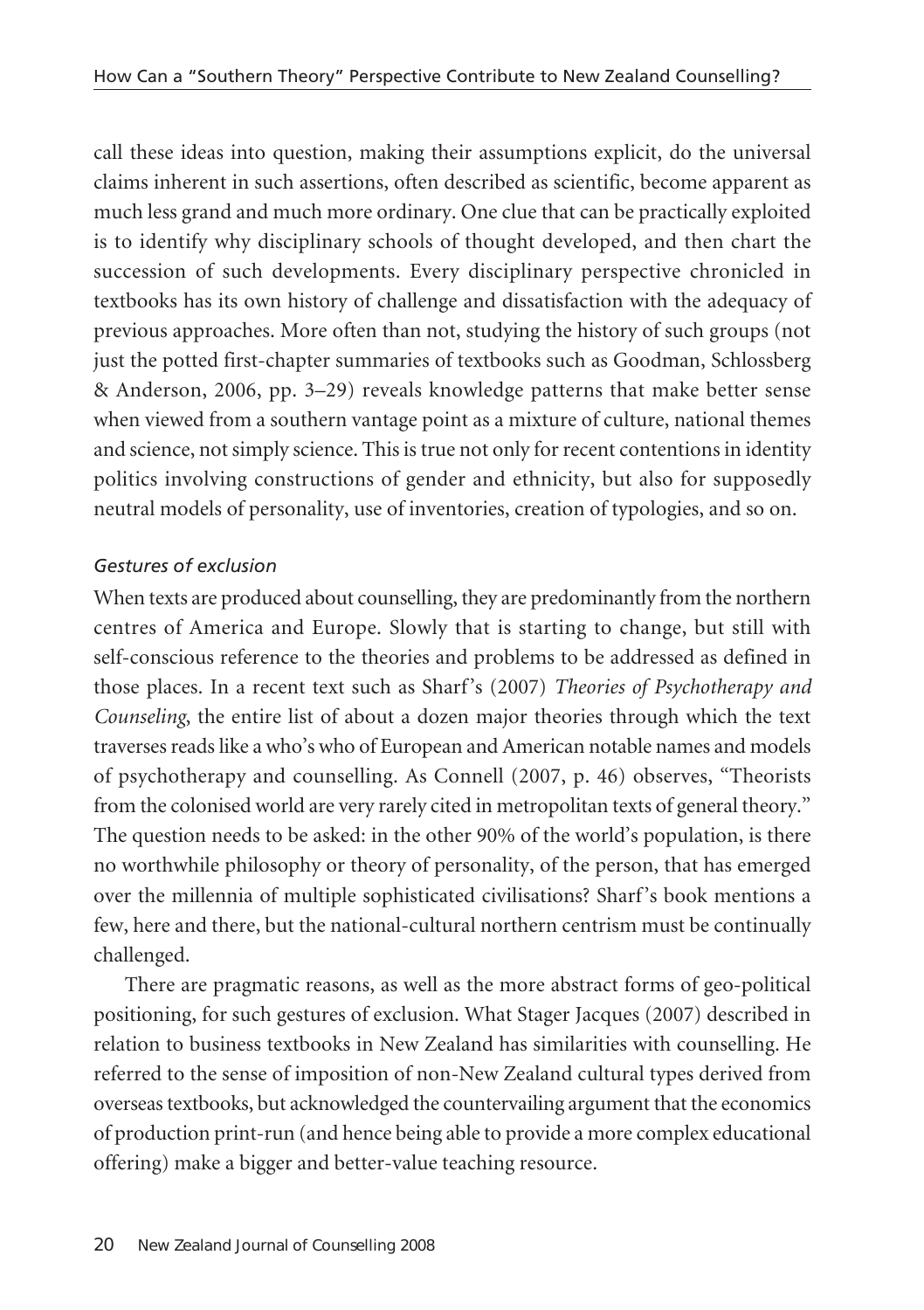call these ideas into question, making their assumptions explicit, do the universal claims inherent in such assertions, often described as scientific, become apparent as much less grand and much more ordinary. One clue that can be practically exploited is to identify why disciplinary schools of thought developed, and then chart the succession of such developments. Every disciplinary perspective chronicled in textbooks has its own history of challenge and dissatisfaction with the adequacy of previous approaches. More often than not, studying the history of such groups (not just the potted first-chapter summaries of textbooks such as Goodman, Schlossberg & Anderson, 2006, pp. 3–29) reveals knowledge patterns that make better sense when viewed from a southern vantage point as a mixture of culture, national themes and science, not simply science. This is true not only for recent contentions in identity politics involving constructions of gender and ethnicity, but also for supposedly neutral models of personality, use of inventories, creation of typologies, and so on.

### *Gestures of exclusion*

When texts are produced about counselling, they are predominantly from the northern centres of America and Europe. Slowly that is starting to change, but still with self-conscious reference to the theories and problems to be addressed as defined in those places. In a recent text such as Sharf's (2007) *Theories of Psychotherapy and Counseling*, the entire list of about a dozen major theories through which the text traverses reads like a who's who of European and American notable names and models of psychotherapy and counselling. As Connell (2007, p. 46) observes, "Theorists from the colonised world are very rarely cited in metropolitan texts of general theory." The question needs to be asked: in the other 90% of the world's population, is there no worthwhile philosophy or theory of personality, of the person, that has emerged over the millennia of multiple sophisticated civilisations? Sharf's book mentions a few, here and there, but the national-cultural northern centrism must be continually challenged.

There are pragmatic reasons, as well as the more abstract forms of geo-political positioning, for such gestures of exclusion. What Stager Jacques (2007) described in relation to business textbooks in New Zealand has similarities with counselling. He referred to the sense of imposition of non-New Zealand cultural types derived from overseas textbooks, but acknowledged the countervailing argument that the economics of production print-run (and hence being able to provide a more complex educational offering) make a bigger and better-value teaching resource.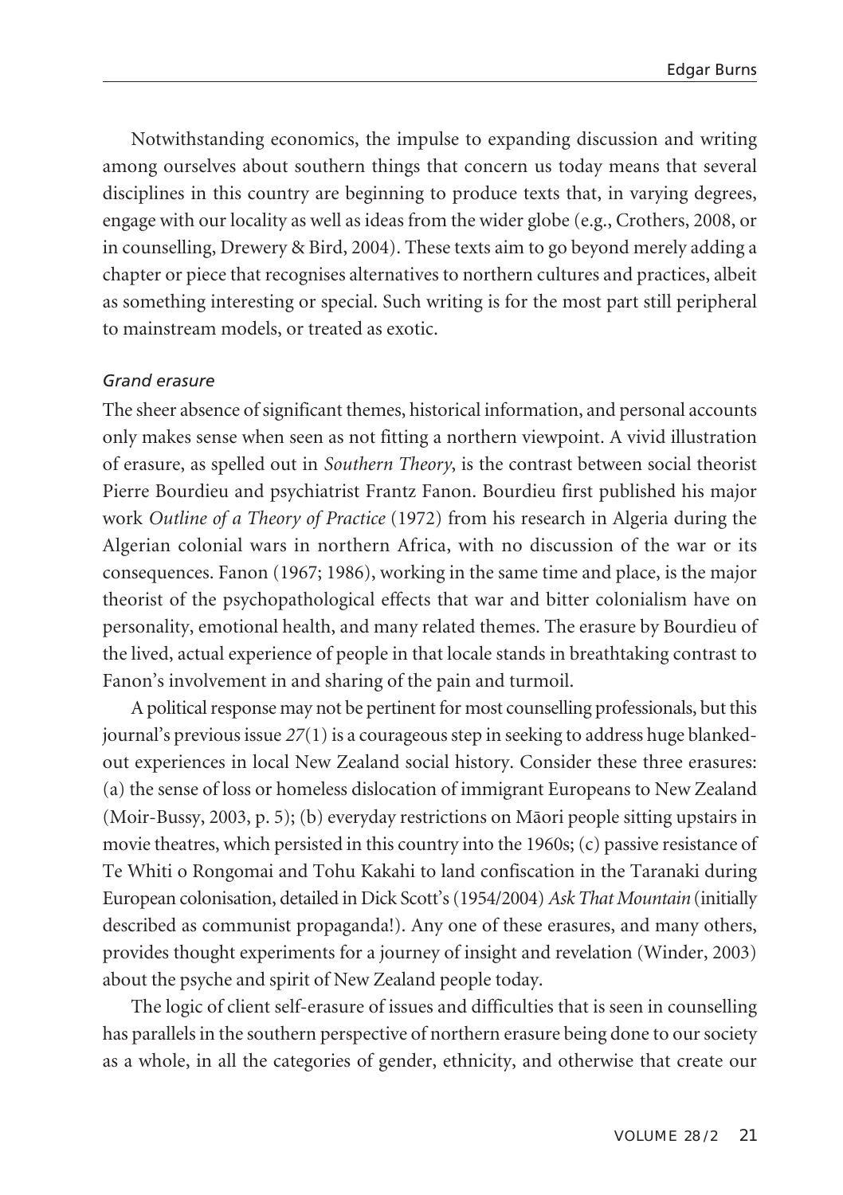Notwithstanding economics, the impulse to expanding discussion and writing among ourselves about southern things that concern us today means that several disciplines in this country are beginning to produce texts that, in varying degrees, engage with our locality as well as ideas from the wider globe (e.g., Crothers, 2008, or in counselling, Drewery & Bird, 2004). These texts aim to go beyond merely adding a chapter or piece that recognises alternatives to northern cultures and practices, albeit as something interesting or special. Such writing is for the most part still peripheral to mainstream models, or treated as exotic.

*Grand erasure*

The sheer absence of significant themes, historical information, and personal accounts only makes sense when seen as not fitting a northern viewpoint. A vivid illustration of erasure, as spelled out in *Southern Theory*, is the contrast between social theorist Pierre Bourdieu and psychiatrist Frantz Fanon. Bourdieu first published his major work *Outline of a Theory of Practice* (1972) from his research in Algeria during the Algerian colonial wars in northern Africa, with no discussion of the war or its consequences. Fanon (1967; 1986), working in the same time and place, is the major theorist of the psychopathological effects that war and bitter colonialism have on personality, emotional health, and many related themes. The erasure by Bourdieu of the lived, actual experience of people in that locale stands in breathtaking contrast to Fanon's involvement in and sharing of the pain and turmoil.

A political response may not be pertinent for most counselling professionals, but this journal's previous issue *27*(1) is a courageous step in seeking to address huge blanked-out experiences in local New Zealand social history. Consider these three erasures: (a) the sense of loss or homeless dislocation of immigrant Europeans to New Zealand (Moir-Bussy, 2003, p. 5); (b) everyday restrictions on Māori people sitting upstairs in movie theatres, which persisted in this country into the 1960s; (c) passive resistance of Te Whiti o Rongomai and Tohu Kakahi to land confiscation in the Taranaki during European colonisation, detailed in Dick Scott's (1954/2004) *Ask That Mountain* (initially described as communist propaganda!). Any one of these erasures, and many others, provides thought experiments for a journey of insight and revelation (Winder, 2003) about the psyche and spirit of New Zealand people today.

The logic of client self-erasure of issues and difficulties that is seen in counselling has parallels in the southern perspective of northern erasure being done to our society as a whole, in all the categories of gender, ethnicity, and otherwise that create our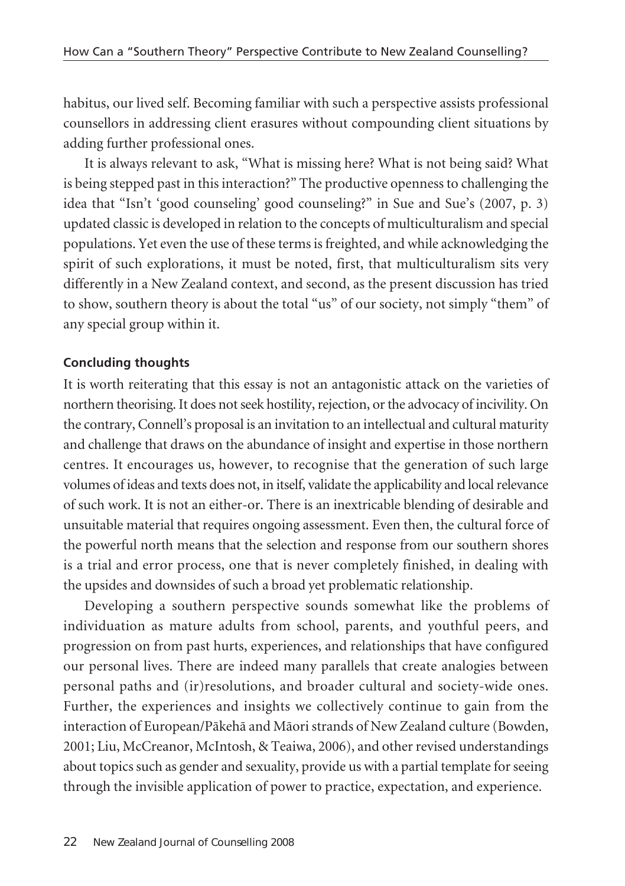habitus, our lived self. Becoming familiar with such a perspective assists professional counsellors in addressing client erasures without compounding client situations by adding further professional ones.

It is always relevant to ask, "What is missing here? What is not being said? What is being stepped past in this interaction?" The productive openness to challenging the idea that "Isn't 'good counseling' good counseling?" in Sue and Sue's (2007, p. 3) updated classic is developed in relation to the concepts of multiculturalism and special populations. Yet even the use of these terms is freighted, and while acknowledging the spirit of such explorations, it must be noted, first, that multiculturalism sits very differently in a New Zealand context, and second, as the present discussion has tried to show, southern theory is about the total "us" of our society, not simply "them" of any special group within it.

### Concluding thoughts

It is worth reiterating that this essay is not an antagonistic attack on the varieties of northern theorising. It does not seek hostility, rejection, or the advocacy of incivility. On the contrary, Connell's proposal is an invitation to an intellectual and cultural maturity and challenge that draws on the abundance of insight and expertise in those northern centres. It encourages us, however, to recognise that the generation of such large volumes of ideas and texts does not, in itself, validate the applicability and local relevance of such work. It is not an either-or. There is an inextricable blending of desirable and unsuitable material that requires ongoing assessment. Even then, the cultural force of the powerful north means that the selection and response from our southern shores is a trial and error process, one that is never completely finished, in dealing with the upsides and downsides of such a broad yet problematic relationship.

Developing a southern perspective sounds somewhat like the problems of individuation as mature adults from school, parents, and youthful peers, and progression on from past hurts, experiences, and relationships that have configured our personal lives. There are indeed many parallels that create analogies between personal paths and (ir)resolutions, and broader cultural and society-wide ones. Further, the experiences and insights we collectively continue to gain from the interaction of European/Pākehā and Māori strands of New Zealand culture (Bowden, 2001; Liu, McCreanor, McIntosh, & Teaiwa, 2006), and other revised understandings about topics such as gender and sexuality, provide us with a partial template for seeing through the invisible application of power to practice, expectation, and experience.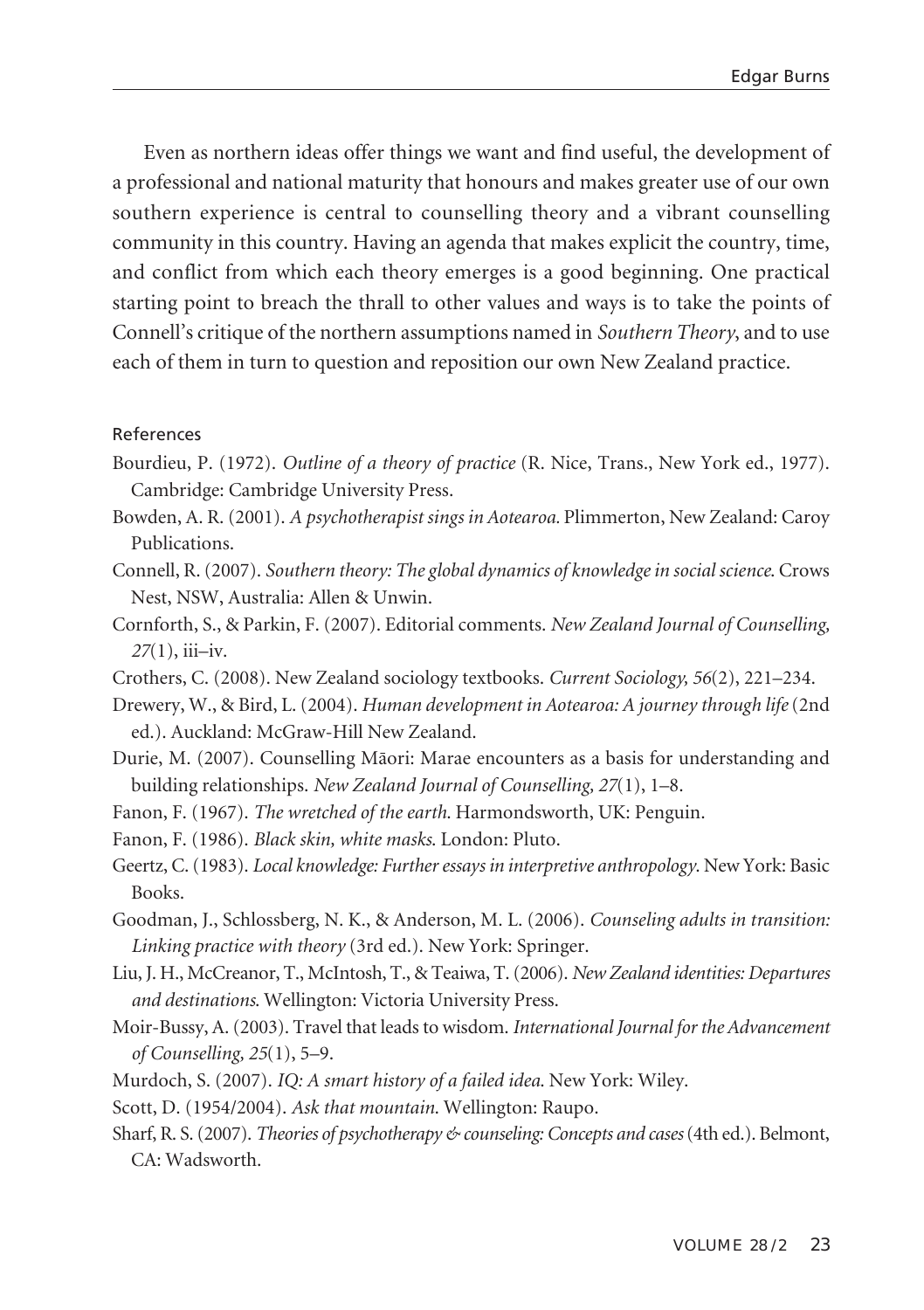Even as northern ideas offer things we want and find useful, the development of a professional and national maturity that honours and makes greater use of our own southern experience is central to counselling theory and a vibrant counselling community in this country. Having an agenda that makes explicit the country, time, and conflict from which each theory emerges is a good beginning. One practical starting point to breach the thrall to other values and ways is to take the points of Connell's critique of the northern assumptions named in *Southern Theory*, and to use each of them in turn to question and reposition our own New Zealand practice.

## References

Bourdieu, P. (1972). *Outline of a theory of practice* (R. Nice, Trans., New York ed., 1977). Cambridge: Cambridge University Press.

Bowden, A. R. (2001). *A psychotherapist sings in Aotearoa.* Plimmerton, New Zealand: Caroy Publications.

Connell, R. (2007). *Southern theory: The global dynamics of knowledge in social science.* Crows Nest, NSW, Australia: Allen & Unwin.

Cornforth, S., & Parkin, F. (2007). Editorial comments. *New Zealand Journal of Counselling, 27*(1), iii–iv.

Crothers, C. (2008). New Zealand sociology textbooks. *Current Sociology, 56*(2), 221–234.

Drewery, W., & Bird, L. (2004). *Human development in Aotearoa: A journey through life* (2nd ed.). Auckland: McGraw-Hill New Zealand.

Durie, M. (2007). Counselling Māori: Marae encounters as a basis for understanding and building relationships. *New Zealand Journal of Counselling, 27*(1), 1–8.

Fanon, F. (1967). *The wretched of the earth.* Harmondsworth, UK: Penguin.

Fanon, F. (1986). *Black skin, white masks.* London: Pluto.

Geertz, C. (1983). *Local knowledge: Further essays in interpretive anthropology.* New York: Basic Books.

Goodman, J., Schlossberg, N. K., & Anderson, M. L. (2006). *Counseling adults in transition: Linking practice with theory* (3rd ed.). New York: Springer.

Liu, J. H., McCreanor, T., McIntosh, T., & Teaiwa, T. (2006). *New Zealand identities: Departures and destinations.* Wellington: Victoria University Press.

Moir-Bussy, A. (2003). Travel that leads to wisdom. *International Journal for the Advancement of Counselling, 25*(1), 5–9.

Murdoch, S. (2007). *IQ: A smart history of a failed idea.* New York: Wiley.

Scott, D. (1954/2004). *Ask that mountain.* Wellington: Raupo.

Sharf, R. S. (2007). *Theories of psychotherapy & counseling: Concepts and cases* (4th ed.). Belmont, CA: Wadsworth.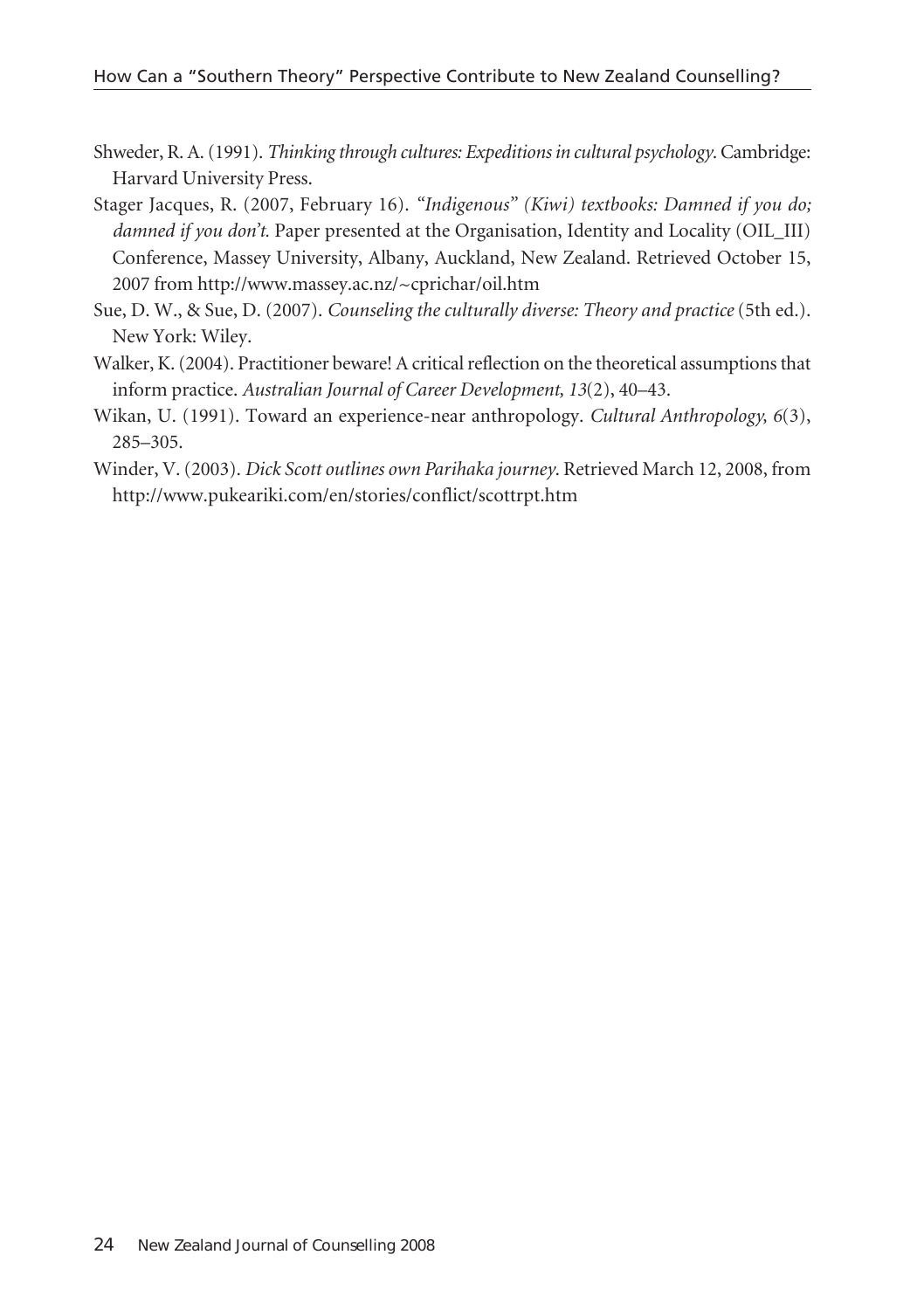Shweder, R. A. (1991). *Thinking through cultures: Expeditions in cultural psychology*. Cambridge: Harvard University Press.

Stager Jacques, R. (2007, February 16). *"Indigenous" (Kiwi) textbooks: Damned if you do; damned if you don't.* Paper presented at the Organisation, Identity and Locality (OIL_III) Conference, Massey University, Albany, Auckland, New Zealand. Retrieved October 15, 2007 from http://www.massey.ac.nz/~cprichar/oil.htm

Sue, D. W., & Sue, D. (2007). *Counseling the culturally diverse: Theory and practice* (5th ed.). New York: Wiley.

Walker, K. (2004). Practitioner beware! A critical reflection on the theoretical assumptions that inform practice. *Australian Journal of Career Development, 13*(2), 40–43.

Wikan, U. (1991). Toward an experience-near anthropology. *Cultural Anthropology, 6*(3), 285–305.

Winder, V. (2003). *Dick Scott outlines own Parihaka journey*. Retrieved March 12, 2008, from http://www.pukeariki.com/en/stories/conflict/scottrpt.htm